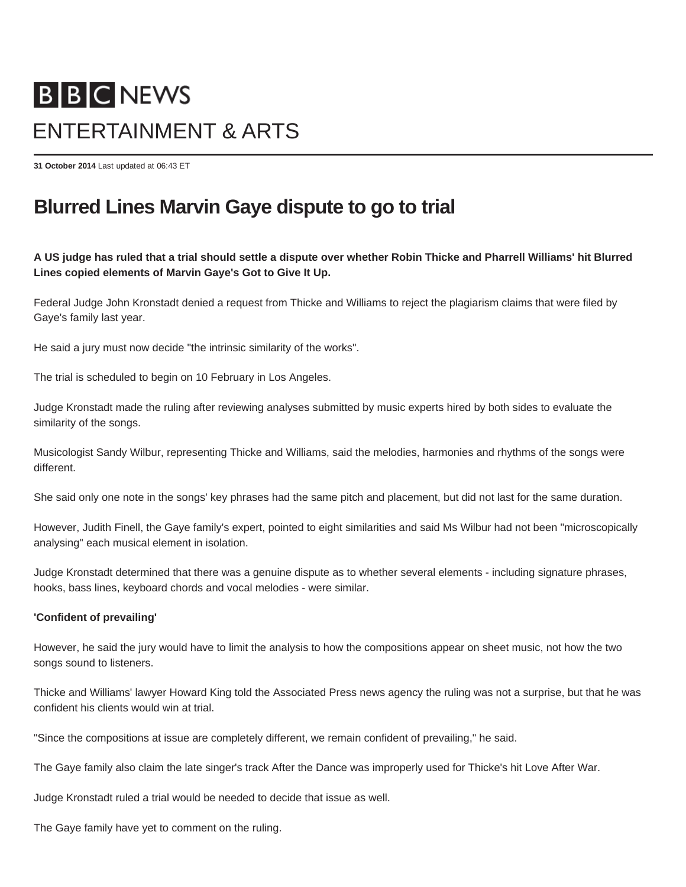BBC NEWS

ENTERTAINMENT & ARTS

**31 October 2014** Last updated at 06:43 ET

# Blurred Lines Marvin Gaye dispute to go to trial

**A US judge has ruled that a trial should settle a dispute over whether Robin Thicke and Pharrell Williams' hit Blurred Lines copied elements of Marvin Gaye's Got to Give It Up.**

Federal Judge John Kronstadt denied a request from Thicke and Williams to reject the plagiarism claims that were filed by Gaye's family last year.

He said a jury must now decide "the intrinsic similarity of the works".

The trial is scheduled to begin on 10 February in Los Angeles.

Judge Kronstadt made the ruling after reviewing analyses submitted by music experts hired by both sides to evaluate the similarity of the songs.

Musicologist Sandy Wilbur, representing Thicke and Williams, said the melodies, harmonies and rhythms of the songs were different.

She said only one note in the songs' key phrases had the same pitch and placement, but did not last for the same duration.

However, Judith Finell, the Gaye family's expert, pointed to eight similarities and said Ms Wilbur had not been "microscopically analysing" each musical element in isolation.

Judge Kronstadt determined that there was a genuine dispute as to whether several elements - including signature phrases, hooks, bass lines, keyboard chords and vocal melodies - were similar.

**'Confident of prevailing'**

However, he said the jury would have to limit the analysis to how the compositions appear on sheet music, not how the two songs sound to listeners.

Thicke and Williams' lawyer Howard King told the Associated Press news agency the ruling was not a surprise, but that he was confident his clients would win at trial.

"Since the compositions at issue are completely different, we remain confident of prevailing," he said.

The Gaye family also claim the late singer's track After the Dance was improperly used for Thicke's hit Love After War.

Judge Kronstadt ruled a trial would be needed to decide that issue as well.

The Gaye family have yet to comment on the ruling.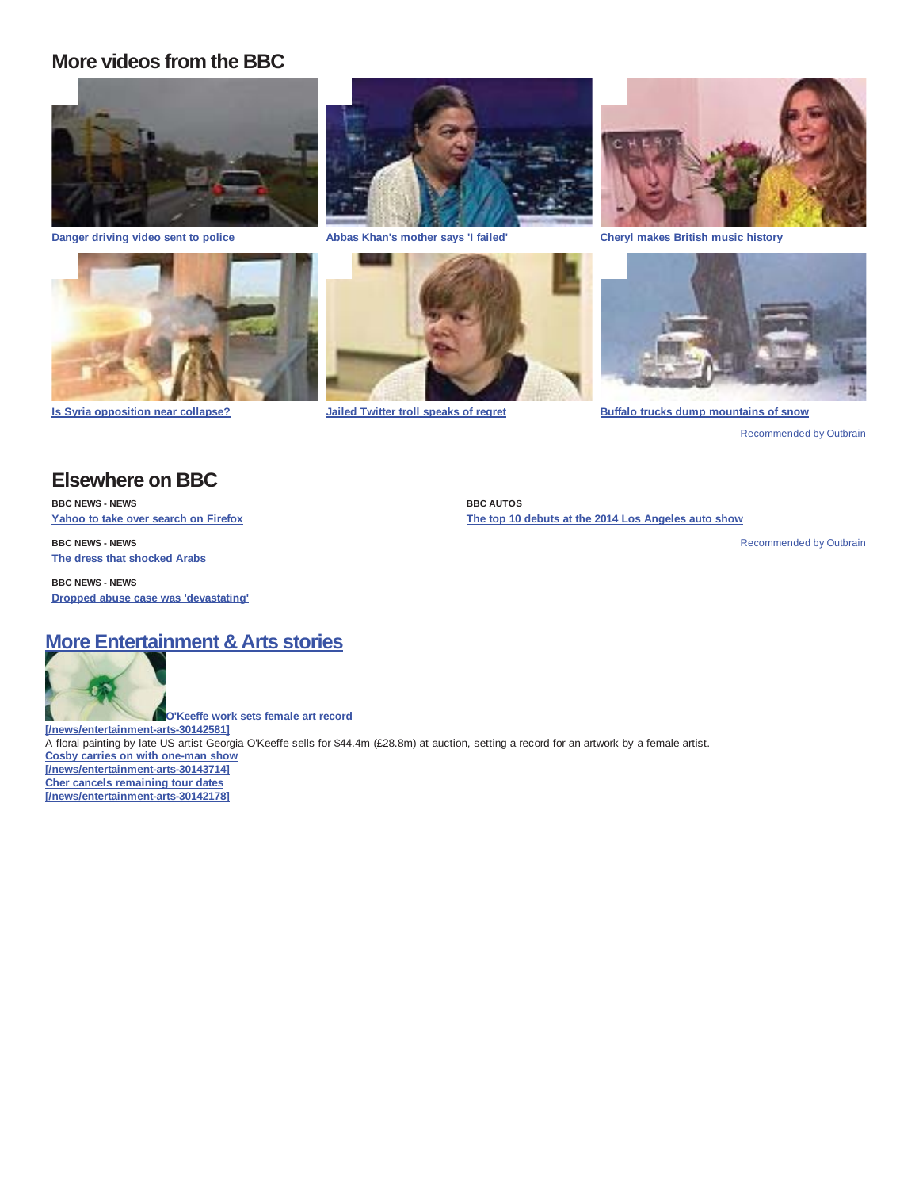## More videos from the BBC

[Danger driving video sent to police]

[Abbas Khan's mother says 'I failed']

[Cheryl makes British music history]

[Is Syria opposition near collapse?]

[Jailed Twitter troll speaks of regret]

[Buffalo trucks dump mountains of snow]

Recommended by Outbrain

## Elsewhere on BBC

**BBC NEWS - NEWS**
[Yahoo to take over search on Firefox]

**BBC NEWS - NEWS**
[The dress that shocked Arabs]

**BBC NEWS - NEWS**
[Dropped abuse case was 'devastating']

**BBC AUTOS**
[The top 10 debuts at the 2014 Los Angeles auto show]

Recommended by Outbrain

## More Entertainment & Arts stories

**O'Keeffe work sets female art record**
**[/news/entertainment-arts-30142581]**

A floral painting by late US artist Georgia O'Keeffe sells for $44.4m (£28.8m) at auction, setting a record for an artwork by a female artist.

**Cosby carries on with one-man show**
**[/news/entertainment-arts-30143714]**

**Cher cancels remaining tour dates**
**[/news/entertainment-arts-30142178]**